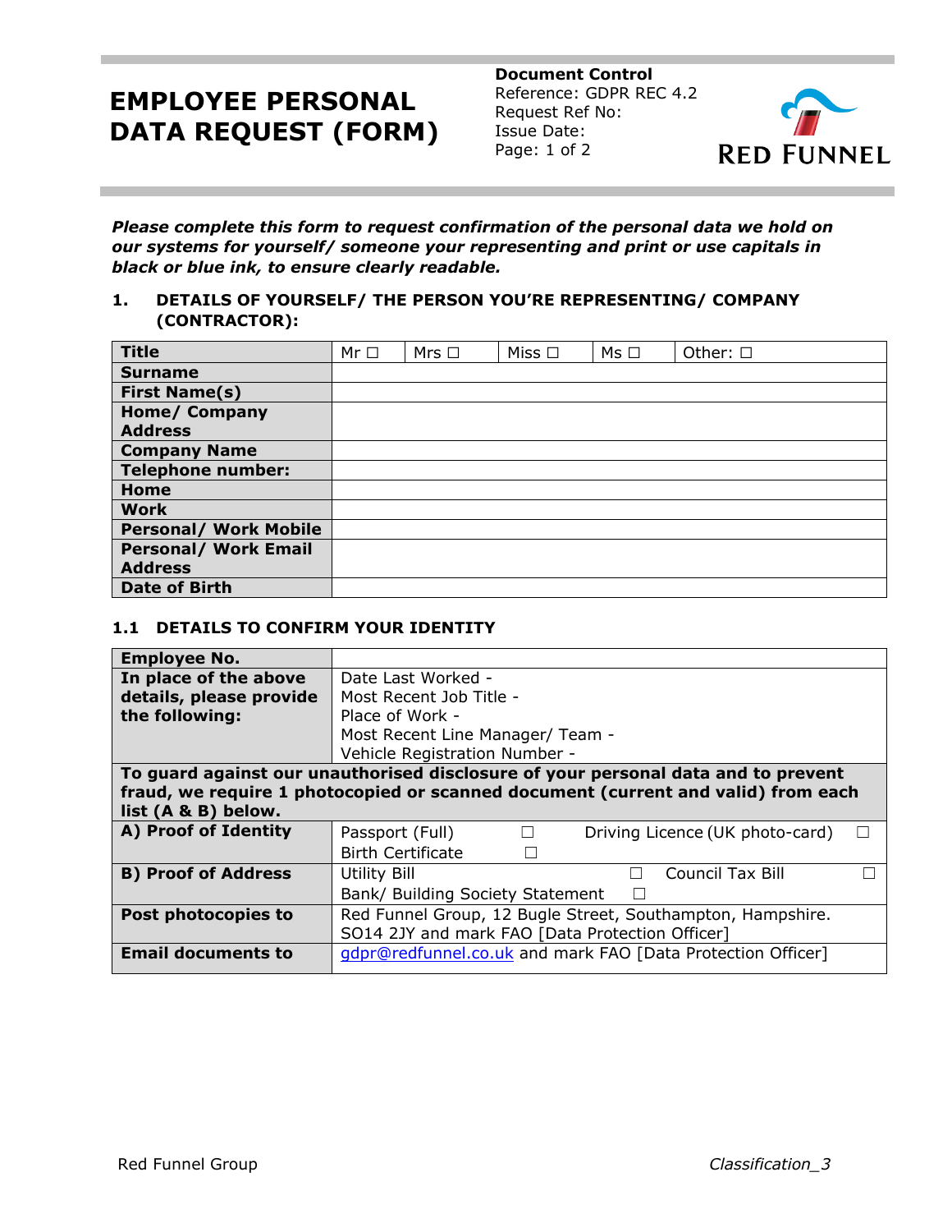# EMPLOYEE PERSONAL DATA REQUEST (FORM)

**Document Control**
Reference: GDPR REC 4.2
Request Ref No:
Issue Date:

RED FUNNEL

***Please complete this form to request confirmation of the personal data we hold on our systems for yourself/ someone your representing and print or use capitals in black or blue ink, to ensure clearly readable.***

## 1. DETAILS OF YOURSELF/ THE PERSON YOU'RE REPRESENTING/ COMPANY (CONTRACTOR):

| **Title** | Mr ☐ | Mrs ☐ | Miss ☐ | Ms ☐ | Other: ☐ |
|---|---|---|---|---|---|
| **Surname** | | | | | |
| **First Name(s)** | | | | | |
| **Home/ Company Address** | | | | | |
| **Company Name** | | | | | |
| **Telephone number:** | | | | | |
| **Home** | | | | | |
| **Work** | | | | | |
| **Personal/ Work Mobile** | | | | | |
| **Personal/ Work Email Address** | | | | | |
| **Date of Birth** | | | | | |

### 1.1 DETAILS TO CONFIRM YOUR IDENTITY

| **Employee No.** | |
|---|---|
| **In place of the above details, please provide the following:** | Date Last Worked -<br>Most Recent Job Title -<br>Place of Work -<br>Most Recent Line Manager/ Team -<br>Vehicle Registration Number - |
| **To guard against our unauthorised disclosure of your personal data and to prevent fraud, we require 1 photocopied or scanned document (current and valid) from each list (A & B) below.** | |
| **A) Proof of Identity** | Passport (Full) ☐ Driving Licence (UK photo-card) ☐<br>Birth Certificate ☐ |
| **B) Proof of Address** | Utility Bill ☐ Council Tax Bill ☐<br>Bank/ Building Society Statement ☐ |
| **Post photocopies to** | Red Funnel Group, 12 Bugle Street, Southampton, Hampshire. SO14 2JY and mark FAO [Data Protection Officer] |
| **Email documents to** | gdpr@redfunnel.co.uk and mark FAO [Data Protection Officer] |

Red Funnel Group *Classification_3*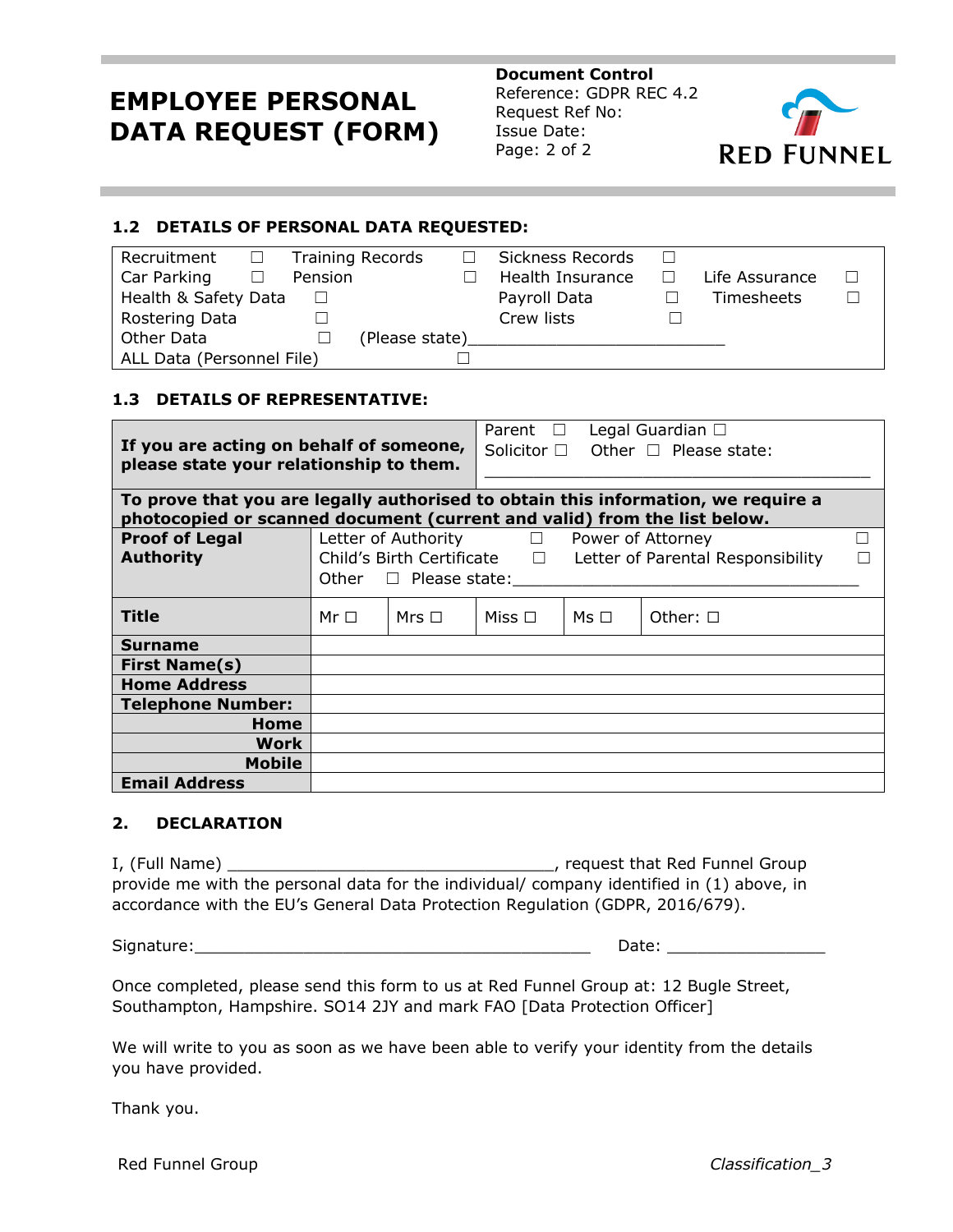# EMPLOYEE PERSONAL DATA REQUEST (FORM)

**Document Control**
Reference: GDPR REC 4.2
Request Ref No:
Issue Date:

### 1.2 DETAILS OF PERSONAL DATA REQUESTED:

| | | | | | | | |
|---|---|---|---|---|---|---|---|
| Recruitment | ☐ | Training Records | ☐ | Sickness Records | ☐ | | |
| Car Parking | ☐ | Pension | ☐ | Health Insurance | ☐ | Life Assurance | ☐ |
| Health & Safety Data | ☐ | | | Payroll Data | ☐ | Timesheets | ☐ |
| Rostering Data | ☐ | | | Crew lists | ☐ | | |
| Other Data | ☐ | (Please state)\_\_\_\_\_\_\_\_\_\_\_\_\_\_\_\_\_\_\_\_\_\_\_\_\_\_ | | | | | |
| ALL Data (Personnel File) | | | ☐ | | | | |

### 1.3 DETAILS OF REPRESENTATIVE:

| | | | | | |
|---|---|---|---|---|---|
| **If you are acting on behalf of someone, please state your relationship to them.** | Parent ☐ Legal Guardian ☐ Solicitor ☐ Other ☐ Please state: \_\_\_\_\_\_\_\_\_\_\_\_\_\_\_\_\_\_\_\_\_\_\_\_\_\_\_\_\_\_\_\_\_\_\_\_\_\_\_\_ | | | | |
| **To prove that you are legally authorised to obtain this information, we require a photocopied or scanned document (current and valid) from the list below.** | | | | | |
| **Proof of Legal Authority** | Letter of Authority ☐ Power of Attorney ☐ Child's Birth Certificate ☐ Letter of Parental Responsibility ☐ Other ☐ Please state:\_\_\_\_\_\_\_\_\_\_\_\_\_\_\_\_\_\_\_\_\_\_\_\_\_\_\_\_\_\_\_\_\_\_\_ | | | | |
| **Title** | Mr ☐ | Mrs ☐ | Miss ☐ | Ms ☐ | Other: ☐ |
| **Surname** | | | | | |
| **First Name(s)** | | | | | |
| **Home Address** | | | | | |
| **Telephone Number:** | | | | | |
| **Home** | | | | | |
| **Work** | | | | | |
| **Mobile** | | | | | |
| **Email Address** | | | | | |

### 2. DECLARATION

I, (Full Name) \_\_\_\_\_\_\_\_\_\_\_\_\_\_\_\_\_\_\_\_\_\_\_\_\_\_\_\_\_\_\_\_\_\_\_, request that Red Funnel Group provide me with the personal data for the individual/ company identified in (1) above, in accordance with the EU's General Data Protection Regulation (GDPR, 2016/679).

Signature:\_\_\_\_\_\_\_\_\_\_\_\_\_\_\_\_\_\_\_\_\_\_\_\_\_\_\_\_\_\_\_\_\_\_\_\_\_\_\_\_\_\_ Date: \_\_\_\_\_\_\_\_\_\_\_\_\_\_\_\_\_

Once completed, please send this form to us at Red Funnel Group at: 12 Bugle Street, Southampton, Hampshire. SO14 2JY and mark FAO [Data Protection Officer]

We will write to you as soon as we have been able to verify your identity from the details you have provided.

Thank you.

Red Funnel Group *Classification_3*